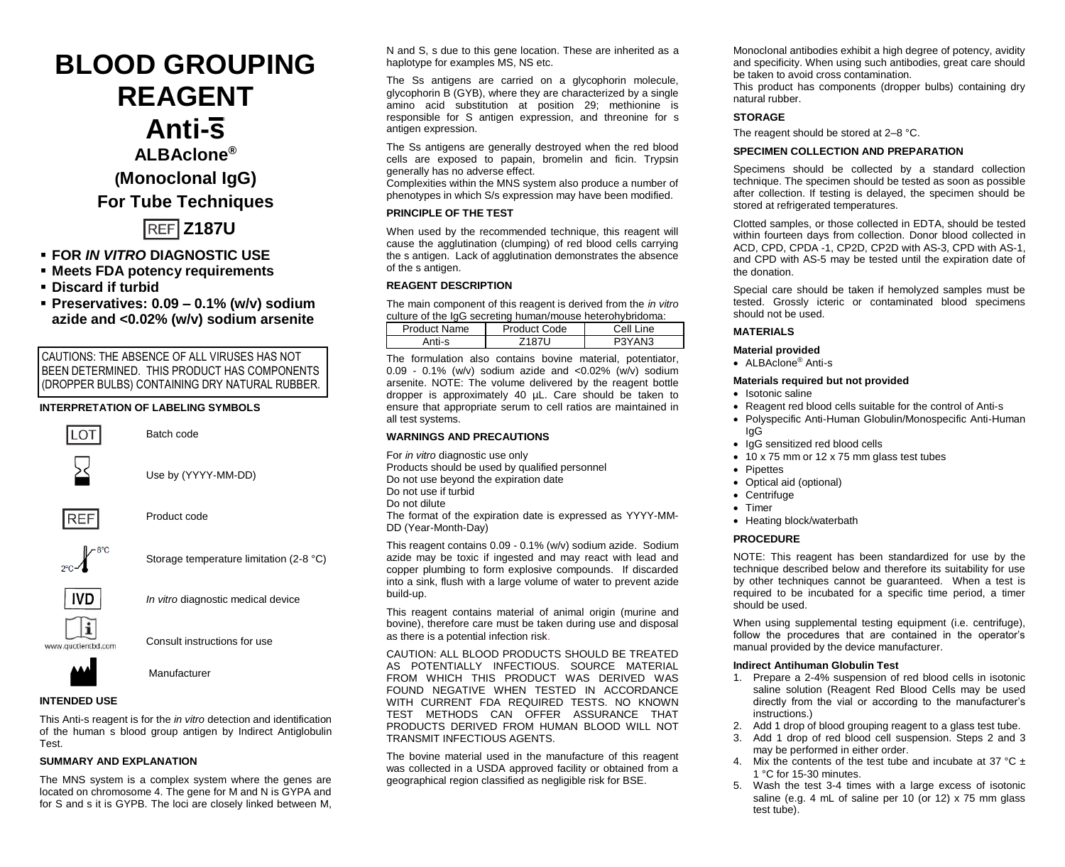# BLOOD GROUPING REAGENT

# Anti-s

## ALBAclone®

## (Monoclonal IgG)

## For Tube Techniques

## REF Z187U

- **FOR *IN VITRO* DIAGNOSTIC USE**
- **Meets FDA potency requirements**
- **Discard if turbid**
- **Preservatives: 0.09 – 0.1% (w/v) sodium azide and <0.02% (w/v) sodium arsenite**

CAUTIONS: THE ABSENCE OF ALL VIRUSES HAS NOT BEEN DETERMINED. THIS PRODUCT HAS COMPONENTS (DROPPER BULBS) CONTAINING DRY NATURAL RUBBER.

#### INTERPRETATION OF LABELING SYMBOLS

| Symbol | Meaning |
|---|---|
| LOT | Batch code |
| | Use by (YYYY-MM-DD) |
| REF | Product code |
| 2°C – 8°C | Storage temperature limitation (2-8 °C) |
| IVD | *In vitro* diagnostic medical device |
| www.quotientbd.com | Consult instructions for use |
| | Manufacturer |

#### INTENDED USE

This Anti-s reagent is for the *in vitro* detection and identification of the human s blood group antigen by Indirect Antiglobulin Test.

#### SUMMARY AND EXPLANATION

The MNS system is a complex system where the genes are located on chromosome 4. The gene for M and N is GYPA and for S and s it is GYPB. The loci are closely linked between M, N and S, s due to this gene location. These are inherited as a haplotype for examples MS, NS etc.

The Ss antigens are carried on a glycophorin molecule, glycophorin B (GYB), where they are characterized by a single amino acid substitution at position 29; methionine is responsible for S antigen expression, and threonine for s antigen expression.

The Ss antigens are generally destroyed when the red blood cells are exposed to papain, bromelin and ficin. Trypsin generally has no adverse effect.
Complexities within the MNS system also produce a number of phenotypes in which S/s expression may have been modified.

#### PRINCIPLE OF THE TEST

When used by the recommended technique, this reagent will cause the agglutination (clumping) of red blood cells carrying the s antigen. Lack of agglutination demonstrates the absence of the s antigen.

#### REAGENT DESCRIPTION

The main component of this reagent is derived from the *in vitro* culture of the IgG secreting human/mouse heterohybridoma:

| Product Name | Product Code | Cell Line |
|---|---|---|
| Anti-s | Z187U | P3YAN3 |

The formulation also contains bovine material, potentiator, 0.09 - 0.1% (w/v) sodium azide and <0.02% (w/v) sodium arsenite. NOTE: The volume delivered by the reagent bottle dropper is approximately 40 µL. Care should be taken to ensure that appropriate serum to cell ratios are maintained in all test systems.

#### WARNINGS AND PRECAUTIONS

For *in vitro* diagnostic use only
Products should be used by qualified personnel
Do not use beyond the expiration date
Do not use if turbid
Do not dilute
The format of the expiration date is expressed as YYYY-MM-DD (Year-Month-Day)

This reagent contains 0.09 - 0.1% (w/v) sodium azide. Sodium azide may be toxic if ingested and may react with lead and copper plumbing to form explosive compounds. If discarded into a sink, flush with a large volume of water to prevent azide build-up.

This reagent contains material of animal origin (murine and bovine), therefore care must be taken during use and disposal as there is a potential infection risk.

CAUTION: ALL BLOOD PRODUCTS SHOULD BE TREATED AS POTENTIALLY INFECTIOUS. SOURCE MATERIAL FROM WHICH THIS PRODUCT WAS DERIVED WAS FOUND NEGATIVE WHEN TESTED IN ACCORDANCE WITH CURRENT FDA REQUIRED TESTS. NO KNOWN TEST METHODS CAN OFFER ASSURANCE THAT PRODUCTS DERIVED FROM HUMAN BLOOD WILL NOT TRANSMIT INFECTIOUS AGENTS.

The bovine material used in the manufacture of this reagent was collected in a USDA approved facility or obtained from a geographical region classified as negligible risk for BSE.

Monoclonal antibodies exhibit a high degree of potency, avidity and specificity. When using such antibodies, great care should be taken to avoid cross contamination.
This product has components (dropper bulbs) containing dry natural rubber.

#### STORAGE

The reagent should be stored at 2–8 °C.

#### SPECIMEN COLLECTION AND PREPARATION

Specimens should be collected by a standard collection technique. The specimen should be tested as soon as possible after collection. If testing is delayed, the specimen should be stored at refrigerated temperatures.

Clotted samples, or those collected in EDTA, should be tested within fourteen days from collection. Donor blood collected in ACD, CPD, CPDA -1, CP2D, CP2D with AS-3, CPD with AS-1, and CPD with AS-5 may be tested until the expiration date of the donation.

Special care should be taken if hemolyzed samples must be tested. Grossly icteric or contaminated blood specimens should not be used.

#### MATERIALS

**Material provided**

- ALBAclone® Anti-s

**Materials required but not provided**

- Isotonic saline
- Reagent red blood cells suitable for the control of Anti-s
- Polyspecific Anti-Human Globulin/Monospecific Anti-Human IgG
- IgG sensitized red blood cells
- 10 x 75 mm or 12 x 75 mm glass test tubes
- Pipettes
- Optical aid (optional)
- Centrifuge
- Timer
- Heating block/waterbath

#### PROCEDURE

NOTE: This reagent has been standardized for use by the technique described below and therefore its suitability for use by other techniques cannot be guaranteed. When a test is required to be incubated for a specific time period, a timer should be used.

When using supplemental testing equipment (i.e. centrifuge), follow the procedures that are contained in the operator's manual provided by the device manufacturer.

**Indirect Antihuman Globulin Test**

1. Prepare a 2-4% suspension of red blood cells in isotonic saline solution (Reagent Red Blood Cells may be used directly from the vial or according to the manufacturer's instructions.)
2. Add 1 drop of blood grouping reagent to a glass test tube.
3. Add 1 drop of red blood cell suspension. Steps 2 and 3 may be performed in either order.
4. Mix the contents of the test tube and incubate at 37 °C ± 1 °C for 15-30 minutes.
5. Wash the test 3-4 times with a large excess of isotonic saline (e.g. 4 mL of saline per 10 (or 12) x 75 mm glass test tube).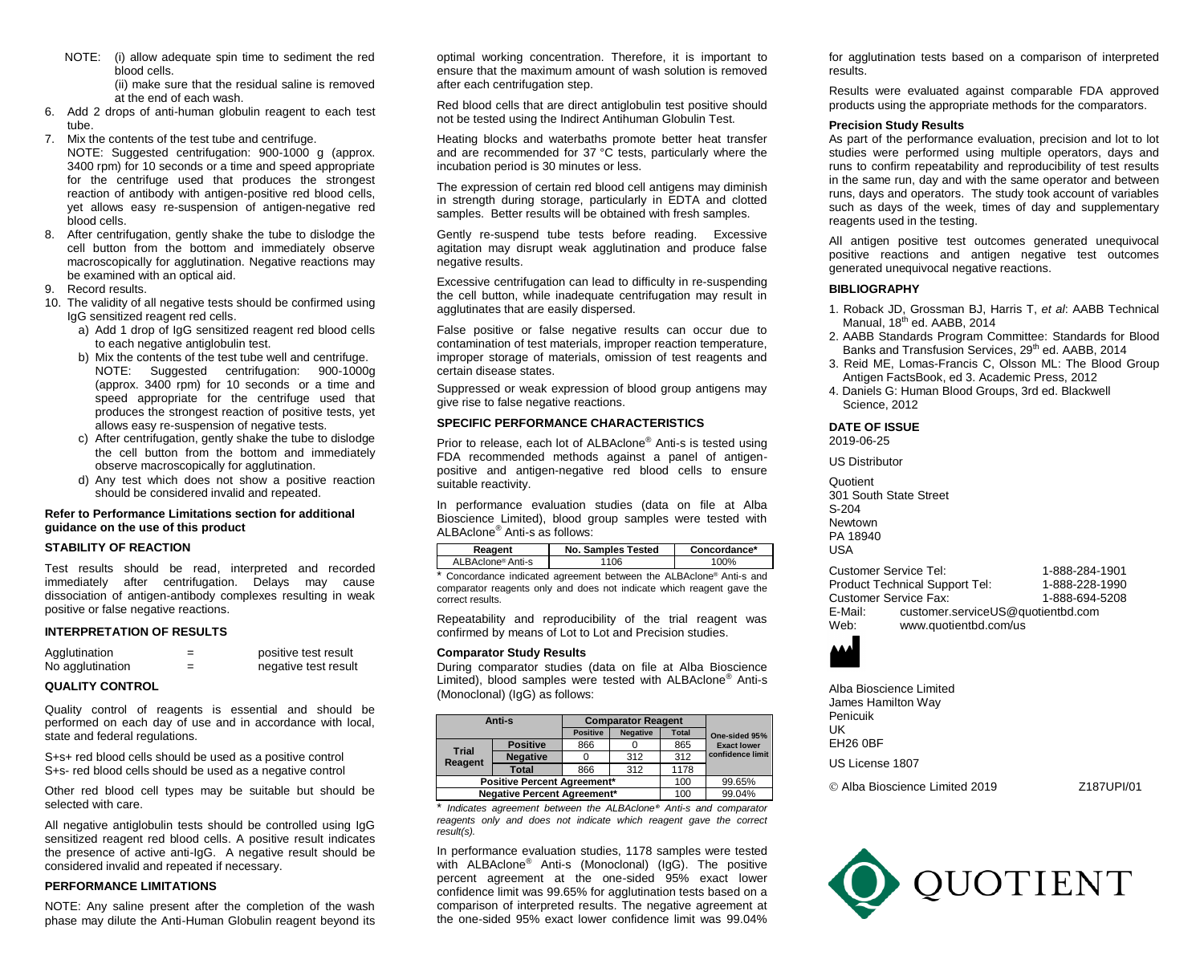NOTE: (i) allow adequate spin time to sediment the red blood cells.
(ii) make sure that the residual saline is removed at the end of each wash.

6. Add 2 drops of anti-human globulin reagent to each test tube.
7. Mix the contents of the test tube and centrifuge.
   NOTE: Suggested centrifugation: 900-1000 g (approx. 3400 rpm) for 10 seconds or a time and speed appropriate for the centrifuge used that produces the strongest reaction of antibody with antigen-positive red blood cells, yet allows easy re-suspension of antigen-negative red blood cells.
8. After centrifugation, gently shake the tube to dislodge the cell button from the bottom and immediately observe macroscopically for agglutination. Negative reactions may be examined with an optical aid.
9. Record results.
10. The validity of all negative tests should be confirmed using IgG sensitized reagent red cells.
    a) Add 1 drop of IgG sensitized reagent red blood cells to each negative antiglobulin test.
    b) Mix the contents of the test tube well and centrifuge.
       NOTE: Suggested centrifugation: 900-1000g (approx. 3400 rpm) for 10 seconds or a time and speed appropriate for the centrifuge used that produces the strongest reaction of positive tests, yet allows easy re-suspension of negative tests.
    c) After centrifugation, gently shake the tube to dislodge the cell button from the bottom and immediately observe macroscopically for agglutination.
    d) Any test which does not show a positive reaction should be considered invalid and repeated.

**Refer to Performance Limitations section for additional guidance on the use of this product**

## STABILITY OF REACTION

Test results should be read, interpreted and recorded immediately after centrifugation. Delays may cause dissociation of antigen-antibody complexes resulting in weak positive or false negative reactions.

## INTERPRETATION OF RESULTS

| | | |
|---|---|---|
| Agglutination | = | positive test result |
| No agglutination | = | negative test result |

## QUALITY CONTROL

Quality control of reagents is essential and should be performed on each day of use and in accordance with local, state and federal regulations.

S+s+ red blood cells should be used as a positive control
S+s- red blood cells should be used as a negative control

Other red blood cell types may be suitable but should be selected with care.

All negative antiglobulin tests should be controlled using IgG sensitized reagent red blood cells. A positive result indicates the presence of active anti-IgG. A negative result should be considered invalid and repeated if necessary.

## PERFORMANCE LIMITATIONS

NOTE: Any saline present after the completion of the wash phase may dilute the Anti-Human Globulin reagent beyond its optimal working concentration. Therefore, it is important to ensure that the maximum amount of wash solution is removed after each centrifugation step.

Red blood cells that are direct antiglobulin test positive should not be tested using the Indirect Antihuman Globulin Test.

Heating blocks and waterbaths promote better heat transfer and are recommended for 37 °C tests, particularly where the incubation period is 30 minutes or less.

The expression of certain red blood cell antigens may diminish in strength during storage, particularly in EDTA and clotted samples. Better results will be obtained with fresh samples.

Gently re-suspend tube tests before reading. Excessive agitation may disrupt weak agglutination and produce false negative results.

Excessive centrifugation can lead to difficulty in re-suspending the cell button, while inadequate centrifugation may result in agglutinates that are easily dispersed.

False positive or false negative results can occur due to contamination of test materials, improper reaction temperature, improper storage of materials, omission of test reagents and certain disease states.

Suppressed or weak expression of blood group antigens may give rise to false negative reactions.

## SPECIFIC PERFORMANCE CHARACTERISTICS

Prior to release, each lot of ALBAclone® Anti-s is tested using FDA recommended methods against a panel of antigen-positive and antigen-negative red blood cells to ensure suitable reactivity.

In performance evaluation studies (data on file at Alba Bioscience Limited), blood group samples were tested with ALBAclone® Anti-s as follows:

| Reagent | No. Samples Tested | Concordance* |
|---|---|---|
| ALBAclone® Anti-s | 1106 | 100% |

\* Concordance indicated agreement between the ALBAclone® Anti-s and comparator reagents only and does not indicate which reagent gave the correct results.

Repeatability and reproducibility of the trial reagent was confirmed by means of Lot to Lot and Precision studies.

### Comparator Study Results

During comparator studies (data on file at Alba Bioscience Limited), blood samples were tested with ALBAclone® Anti-s (Monoclonal) (IgG) as follows:

| Anti-s | | Comparator Reagent | | | One-sided 95% Exact lower confidence limit |
|---|---|---|---|---|---|
| | | Positive | Negative | Total | |
| Trial Reagent | Positive | 866 | 0 | 865 | |
| | Negative | 0 | 312 | 312 | |
| | Total | 866 | 312 | 1178 | |
| Positive Percent Agreement* | | | | 100 | 99.65% |
| Negative Percent Agreement* | | | | 100 | 99.04% |

*\* Indicates agreement between the ALBAclone® Anti-s and comparator reagents only and does not indicate which reagent gave the correct result(s).*

In performance evaluation studies, 1178 samples were tested with ALBAclone® Anti-s (Monoclonal) (IgG). The positive percent agreement at the one-sided 95% exact lower confidence limit was 99.65% for agglutination tests based on a comparison of interpreted results. The negative agreement at the one-sided 95% exact lower confidence limit was 99.04% for agglutination tests based on a comparison of interpreted results.

Results were evaluated against comparable FDA approved products using the appropriate methods for the comparators.

### Precision Study Results

As part of the performance evaluation, precision and lot to lot studies were performed using multiple operators, days and runs to confirm repeatability and reproducibility of test results in the same run, day and with the same operator and between runs, days and operators. The study took account of variables such as days of the week, times of day and supplementary reagents used in the testing.

All antigen positive test outcomes generated unequivocal positive reactions and antigen negative test outcomes generated unequivocal negative reactions.

## BIBLIOGRAPHY

1. Roback JD, Grossman BJ, Harris T, *et al*: AABB Technical Manual, 18th ed. AABB, 2014
2. AABB Standards Program Committee: Standards for Blood Banks and Transfusion Services, 29th ed. AABB, 2014
3. Reid ME, Lomas-Francis C, Olsson ML: The Blood Group Antigen FactsBook, ed 3. Academic Press, 2012
4. Daniels G: Human Blood Groups, 3rd ed. Blackwell Science, 2012

## DATE OF ISSUE

2019-06-25

US Distributor

Quotient
301 South State Street
S-204
Newtown
PA 18940
USA

| | |
|---|---|
| Customer Service Tel: | 1-888-284-1901 |
| Product Technical Support Tel: | 1-888-228-1990 |
| Customer Service Fax: | 1-888-694-5208 |
| E-Mail: | customer.serviceUS@quotientbd.com |
| Web: | www.quotientbd.com/us |

Alba Bioscience Limited
James Hamilton Way
Penicuik
UK
EH26 0BF

US License 1807

© Alba Bioscience Limited 2019 Z187UPI/01

QUOTIENT